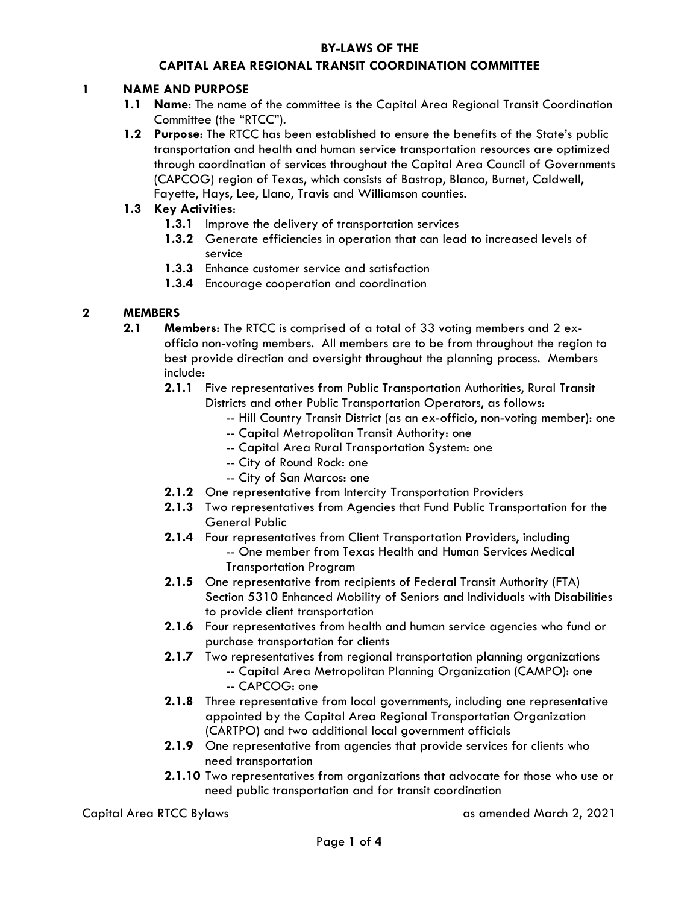**BY-LAWS OF THE**

**CAPITAL AREA REGIONAL TRANSIT COORDINATION COMMITTEE**

## 1 NAME AND PURPOSE

- **1.1 Name**: The name of the committee is the Capital Area Regional Transit Coordination Committee (the "RTCC").
- **1.2 Purpose**: The RTCC has been established to ensure the benefits of the State's public transportation and health and human service transportation resources are optimized through coordination of services throughout the Capital Area Council of Governments (CAPCOG) region of Texas, which consists of Bastrop, Blanco, Burnet, Caldwell, Fayette, Hays, Lee, Llano, Travis and Williamson counties.
- **1.3 Key Activities**:
  - **1.3.1** Improve the delivery of transportation services
  - **1.3.2** Generate efficiencies in operation that can lead to increased levels of service
  - **1.3.3** Enhance customer service and satisfaction
  - **1.3.4** Encourage cooperation and coordination

## 2 MEMBERS

- **2.1 Members**: The RTCC is comprised of a total of 33 voting members and 2 ex-officio non-voting members. All members are to be from throughout the region to best provide direction and oversight throughout the planning process. Members include:
  - **2.1.1** Five representatives from Public Transportation Authorities, Rural Transit Districts and other Public Transportation Operators, as follows:
    - -- Hill Country Transit District (as an ex-officio, non-voting member): one
    - -- Capital Metropolitan Transit Authority: one
    - -- Capital Area Rural Transportation System: one
    - -- City of Round Rock: one
    - -- City of San Marcos: one
  - **2.1.2** One representative from Intercity Transportation Providers
  - **2.1.3** Two representatives from Agencies that Fund Public Transportation for the General Public
  - **2.1.4** Four representatives from Client Transportation Providers, including
    - -- One member from Texas Health and Human Services Medical Transportation Program
  - **2.1.5** One representative from recipients of Federal Transit Authority (FTA) Section 5310 Enhanced Mobility of Seniors and Individuals with Disabilities to provide client transportation
  - **2.1.6** Four representatives from health and human service agencies who fund or purchase transportation for clients
  - **2.1.7** Two representatives from regional transportation planning organizations
    - -- Capital Area Metropolitan Planning Organization (CAMPO): one
    - -- CAPCOG: one
  - **2.1.8** Three representative from local governments, including one representative appointed by the Capital Area Regional Transportation Organization (CARTPO) and two additional local government officials
  - **2.1.9** One representative from agencies that provide services for clients who need transportation
  - **2.1.10** Two representatives from organizations that advocate for those who use or need public transportation and for transit coordination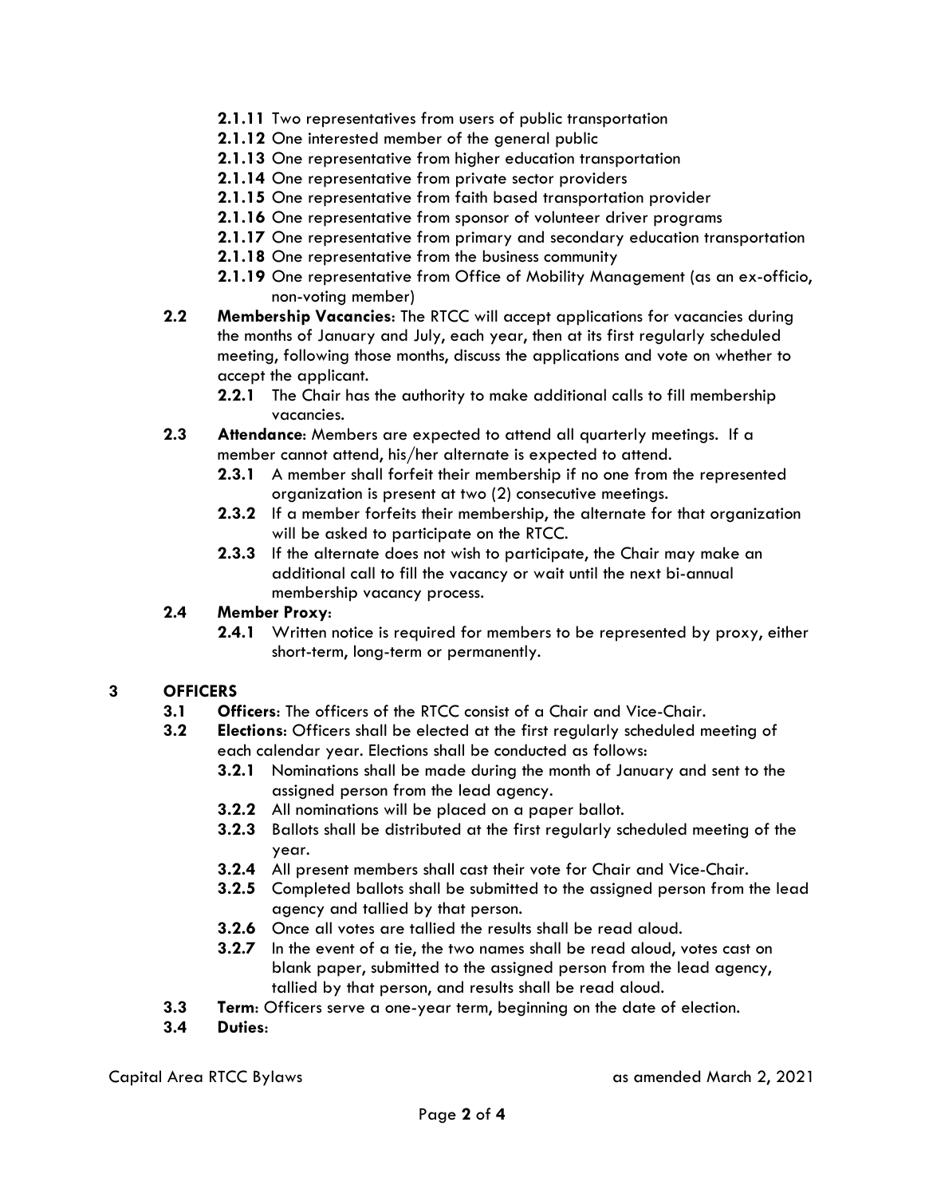- **2.1.11** Two representatives from users of public transportation
- **2.1.12** One interested member of the general public
- **2.1.13** One representative from higher education transportation
- **2.1.14** One representative from private sector providers
- **2.1.15** One representative from faith based transportation provider
- **2.1.16** One representative from sponsor of volunteer driver programs
- **2.1.17** One representative from primary and secondary education transportation
- **2.1.18** One representative from the business community
- **2.1.19** One representative from Office of Mobility Management (as an ex-officio, non-voting member)

**2.2** **Membership Vacancies**: The RTCC will accept applications for vacancies during the months of January and July, each year, then at its first regularly scheduled meeting, following those months, discuss the applications and vote on whether to accept the applicant.

- **2.2.1** The Chair has the authority to make additional calls to fill membership vacancies.

**2.3** **Attendance**: Members are expected to attend all quarterly meetings. If a member cannot attend, his/her alternate is expected to attend.

- **2.3.1** A member shall forfeit their membership if no one from the represented organization is present at two (2) consecutive meetings.
- **2.3.2** If a member forfeits their membership, the alternate for that organization will be asked to participate on the RTCC.
- **2.3.3** If the alternate does not wish to participate, the Chair may make an additional call to fill the vacancy or wait until the next bi-annual membership vacancy process.

**2.4** **Member Proxy**:

- **2.4.1** Written notice is required for members to be represented by proxy, either short-term, long-term or permanently.

## 3 OFFICERS

**3.1** **Officers**: The officers of the RTCC consist of a Chair and Vice-Chair.

**3.2** **Elections**: Officers shall be elected at the first regularly scheduled meeting of each calendar year. Elections shall be conducted as follows:

- **3.2.1** Nominations shall be made during the month of January and sent to the assigned person from the lead agency.
- **3.2.2** All nominations will be placed on a paper ballot.
- **3.2.3** Ballots shall be distributed at the first regularly scheduled meeting of the year.
- **3.2.4** All present members shall cast their vote for Chair and Vice-Chair.
- **3.2.5** Completed ballots shall be submitted to the assigned person from the lead agency and tallied by that person.
- **3.2.6** Once all votes are tallied the results shall be read aloud.
- **3.2.7** In the event of a tie, the two names shall be read aloud, votes cast on blank paper, submitted to the assigned person from the lead agency, tallied by that person, and results shall be read aloud.

**3.3** **Term**: Officers serve a one-year term, beginning on the date of election.

**3.4** **Duties**: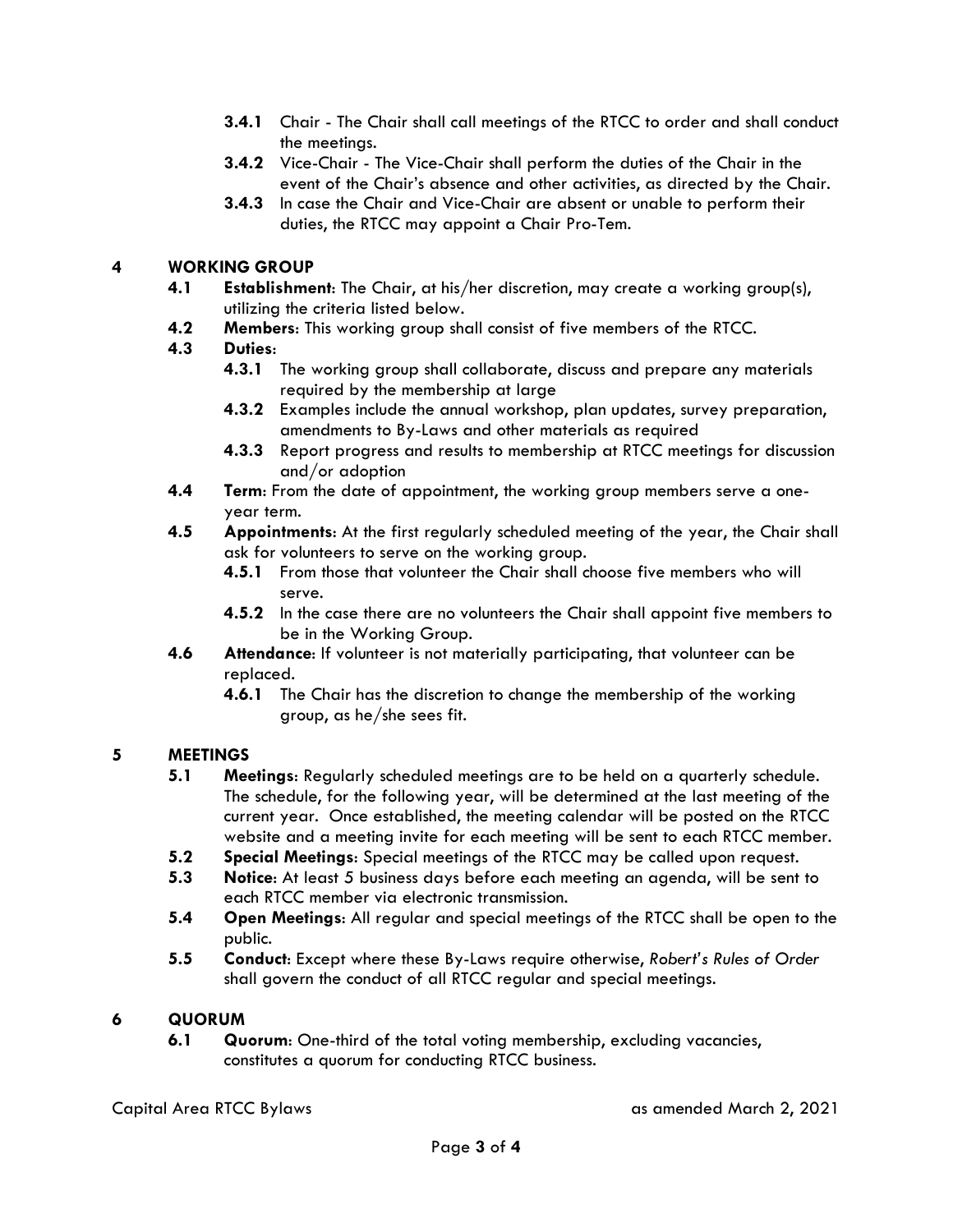**3.4.1** Chair - The Chair shall call meetings of the RTCC to order and shall conduct the meetings.

**3.4.2** Vice-Chair - The Vice-Chair shall perform the duties of the Chair in the event of the Chair's absence and other activities, as directed by the Chair.

**3.4.3** In case the Chair and Vice-Chair are absent or unable to perform their duties, the RTCC may appoint a Chair Pro-Tem.

## 4 WORKING GROUP

**4.1 Establishment**: The Chair, at his/her discretion, may create a working group(s), utilizing the criteria listed below.

**4.2 Members**: This working group shall consist of five members of the RTCC.

**4.3 Duties**:

**4.3.1** The working group shall collaborate, discuss and prepare any materials required by the membership at large

**4.3.2** Examples include the annual workshop, plan updates, survey preparation, amendments to By-Laws and other materials as required

**4.3.3** Report progress and results to membership at RTCC meetings for discussion and/or adoption

**4.4 Term**: From the date of appointment, the working group members serve a one-year term.

**4.5 Appointments**: At the first regularly scheduled meeting of the year, the Chair shall ask for volunteers to serve on the working group.

**4.5.1** From those that volunteer the Chair shall choose five members who will serve.

**4.5.2** In the case there are no volunteers the Chair shall appoint five members to be in the Working Group.

**4.6 Attendance**: If volunteer is not materially participating, that volunteer can be replaced.

**4.6.1** The Chair has the discretion to change the membership of the working group, as he/she sees fit.

## 5 MEETINGS

**5.1 Meetings**: Regularly scheduled meetings are to be held on a quarterly schedule. The schedule, for the following year, will be determined at the last meeting of the current year. Once established, the meeting calendar will be posted on the RTCC website and a meeting invite for each meeting will be sent to each RTCC member.

**5.2 Special Meetings**: Special meetings of the RTCC may be called upon request.

**5.3 Notice**: At least 5 business days before each meeting an agenda, will be sent to each RTCC member via electronic transmission.

**5.4 Open Meetings**: All regular and special meetings of the RTCC shall be open to the public.

**5.5 Conduct**: Except where these By-Laws require otherwise, *Robert's Rules of Order* shall govern the conduct of all RTCC regular and special meetings.

## 6 QUORUM

**6.1 Quorum**: One-third of the total voting membership, excluding vacancies, constitutes a quorum for conducting RTCC business.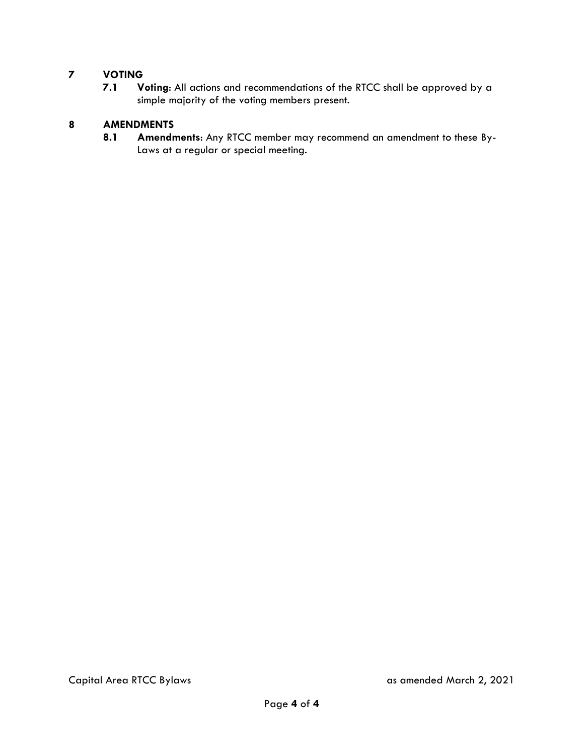## 7 VOTING

**7.1 Voting**: All actions and recommendations of the RTCC shall be approved by a simple majority of the voting members present.

## 8 AMENDMENTS

**8.1 Amendments**: Any RTCC member may recommend an amendment to these By-Laws at a regular or special meeting.